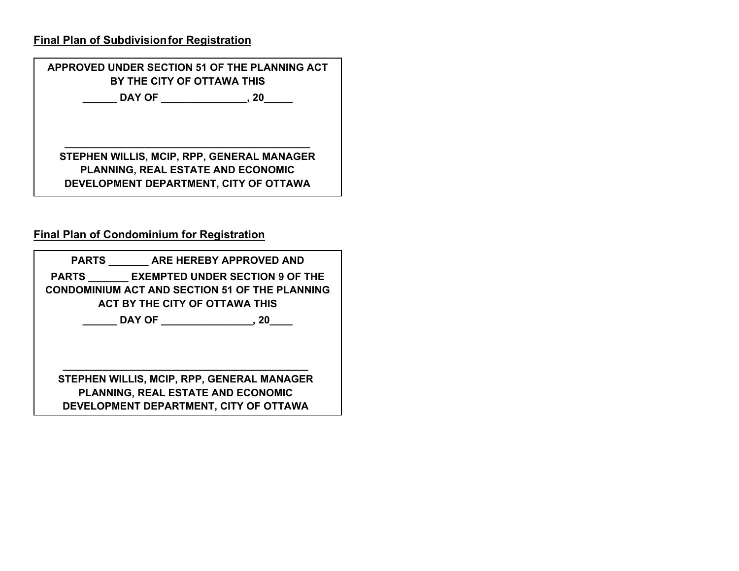**Final Plan of Subdivision for Registration**

| APPROVED UNDER SECTION 51 OF THE PLANNING ACT BY THE CITY OF OTTAWA THIS<br>______ DAY OF _______________, 20_____<br><br><br>_____________________________________________<br>STEPHEN WILLIS, MCIP, RPP, GENERAL MANAGER PLANNING, REAL ESTATE AND ECONOMIC DEVELOPMENT DEPARTMENT, CITY OF OTTAWA |
| --- |

**Final Plan of Condominium for Registration**

| PARTS _______ ARE HEREBY APPROVED AND<br>PARTS _______ EXEMPTED UNDER SECTION 9 OF THE CONDOMINIUM ACT AND SECTION 51 OF THE PLANNING ACT BY THE CITY OF OTTAWA THIS<br>______ DAY OF ________________, 20____<br><br><br>_____________________________________________<br>STEPHEN WILLIS, MCIP, RPP, GENERAL MANAGER PLANNING, REAL ESTATE AND ECONOMIC DEVELOPMENT DEPARTMENT, CITY OF OTTAWA |
| --- |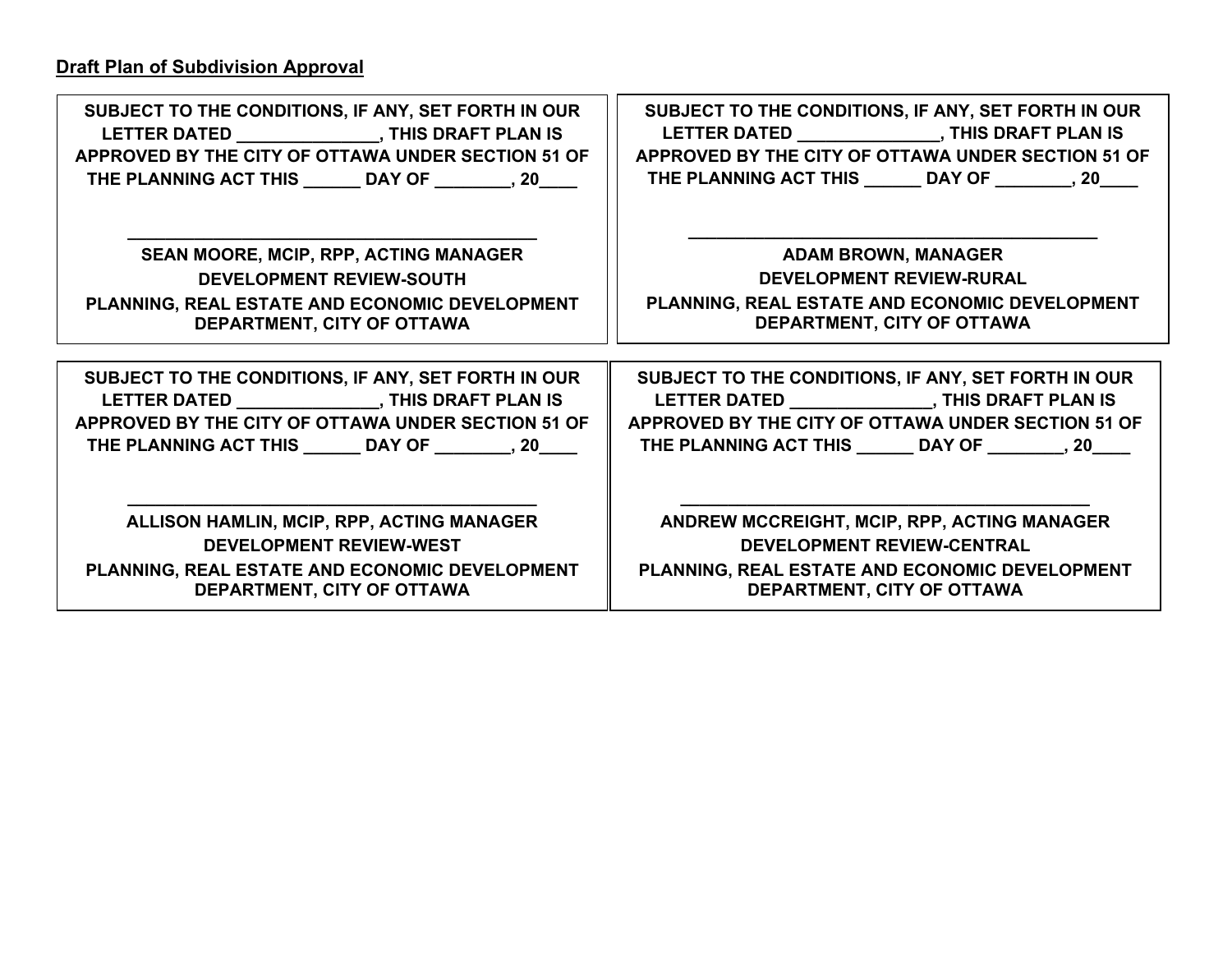**Draft Plan of Subdivision Approval**

**SUBJECT TO THE CONDITIONS, IF ANY, SET FORTH IN OUR LETTER DATED _______________, THIS DRAFT PLAN IS APPROVED BY THE CITY OF OTTAWA UNDER SECTION 51 OF THE PLANNING ACT THIS ______ DAY OF ________, 20____**

**_____________________________________________**

**SEAN MOORE, MCIP, RPP, ACTING MANAGER**
**DEVELOPMENT REVIEW-SOUTH**
**PLANNING, REAL ESTATE AND ECONOMIC DEVELOPMENT DEPARTMENT, CITY OF OTTAWA**

**SUBJECT TO THE CONDITIONS, IF ANY, SET FORTH IN OUR LETTER DATED _______________, THIS DRAFT PLAN IS APPROVED BY THE CITY OF OTTAWA UNDER SECTION 51 OF THE PLANNING ACT THIS ______ DAY OF ________, 20____**

**_____________________________________________**

**ADAM BROWN, MANAGER**
**DEVELOPMENT REVIEW-RURAL**
**PLANNING, REAL ESTATE AND ECONOMIC DEVELOPMENT DEPARTMENT, CITY OF OTTAWA**

**SUBJECT TO THE CONDITIONS, IF ANY, SET FORTH IN OUR LETTER DATED _______________, THIS DRAFT PLAN IS APPROVED BY THE CITY OF OTTAWA UNDER SECTION 51 OF THE PLANNING ACT THIS ______ DAY OF ________, 20____**

**_____________________________________________**

**ALLISON HAMLIN, MCIP, RPP, ACTING MANAGER**
**DEVELOPMENT REVIEW-WEST**
**PLANNING, REAL ESTATE AND ECONOMIC DEVELOPMENT DEPARTMENT, CITY OF OTTAWA**

**SUBJECT TO THE CONDITIONS, IF ANY, SET FORTH IN OUR LETTER DATED _______________, THIS DRAFT PLAN IS APPROVED BY THE CITY OF OTTAWA UNDER SECTION 51 OF THE PLANNING ACT THIS ______ DAY OF ________, 20____**

**_____________________________________________**

**ANDREW MCCREIGHT, MCIP, RPP, ACTING MANAGER**
**DEVELOPMENT REVIEW-CENTRAL**
**PLANNING, REAL ESTATE AND ECONOMIC DEVELOPMENT DEPARTMENT, CITY OF OTTAWA**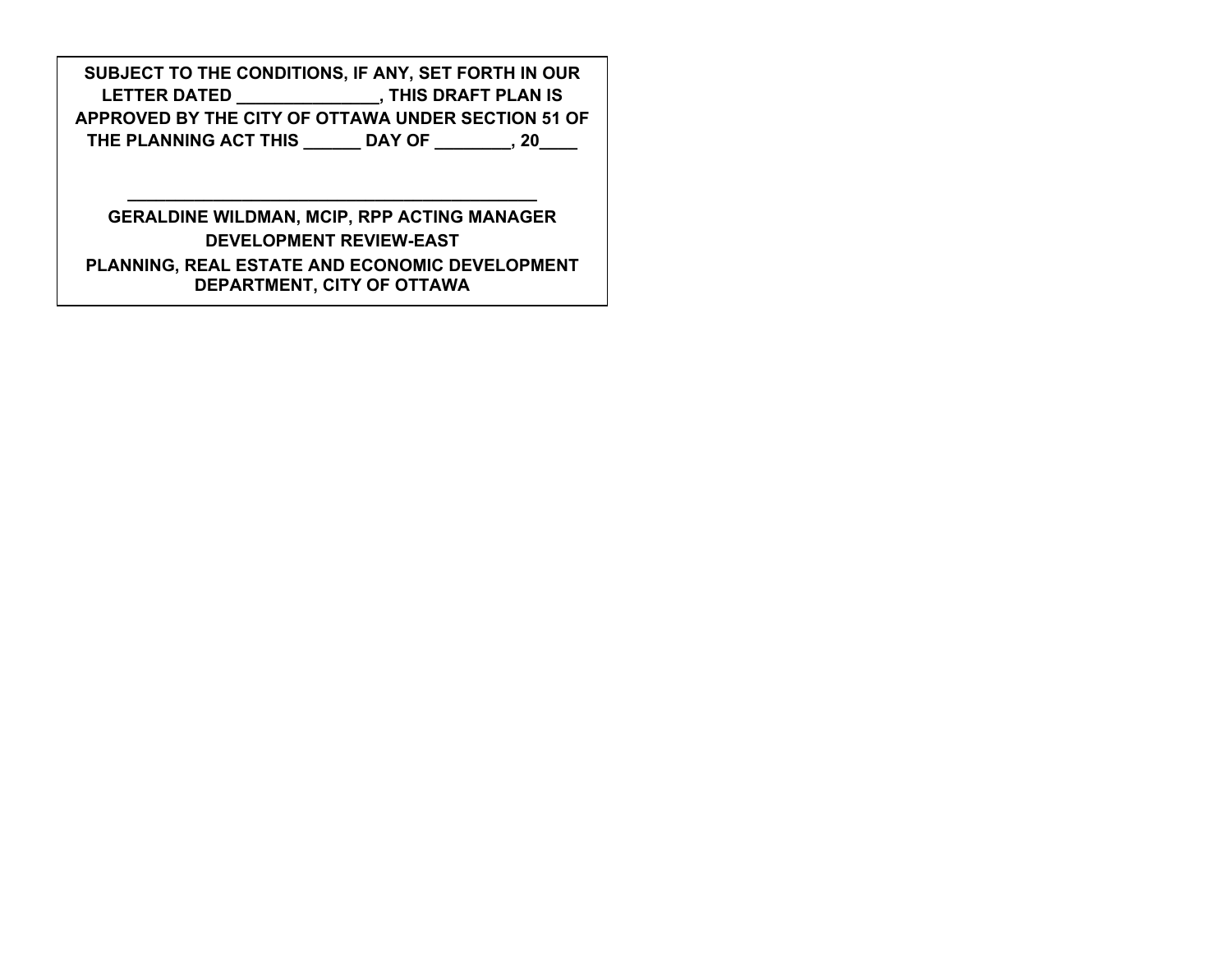**SUBJECT TO THE CONDITIONS, IF ANY, SET FORTH IN OUR LETTER DATED _______________, THIS DRAFT PLAN IS APPROVED BY THE CITY OF OTTAWA UNDER SECTION 51 OF THE PLANNING ACT THIS ______ DAY OF ________, 20____**

**_____________________________________________**

**GERALDINE WILDMAN, MCIP, RPP ACTING MANAGER**

**DEVELOPMENT REVIEW-EAST**

**PLANNING, REAL ESTATE AND ECONOMIC DEVELOPMENT DEPARTMENT, CITY OF OTTAWA**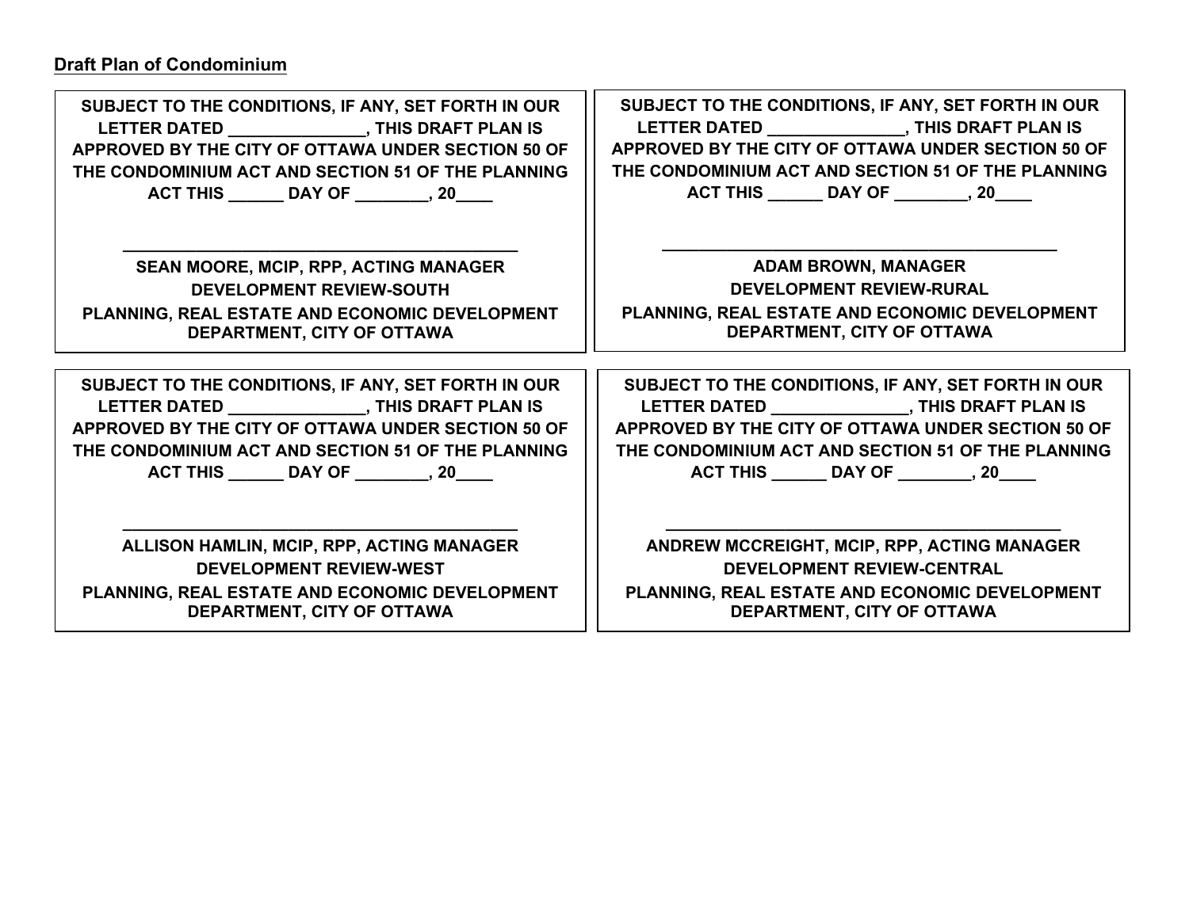**Draft Plan of Condominium**

**SUBJECT TO THE CONDITIONS, IF ANY, SET FORTH IN OUR LETTER DATED _______________, THIS DRAFT PLAN IS APPROVED BY THE CITY OF OTTAWA UNDER SECTION 50 OF THE CONDOMINIUM ACT AND SECTION 51 OF THE PLANNING ACT THIS ______ DAY OF ________, 20____**

**_____________________________________________**

**SEAN MOORE, MCIP, RPP, ACTING MANAGER**
**DEVELOPMENT REVIEW-SOUTH**
**PLANNING, REAL ESTATE AND ECONOMIC DEVELOPMENT DEPARTMENT, CITY OF OTTAWA**

**SUBJECT TO THE CONDITIONS, IF ANY, SET FORTH IN OUR LETTER DATED _______________, THIS DRAFT PLAN IS APPROVED BY THE CITY OF OTTAWA UNDER SECTION 50 OF THE CONDOMINIUM ACT AND SECTION 51 OF THE PLANNING ACT THIS ______ DAY OF ________, 20____**

**_____________________________________________**

**ADAM BROWN, MANAGER**
**DEVELOPMENT REVIEW-RURAL**
**PLANNING, REAL ESTATE AND ECONOMIC DEVELOPMENT DEPARTMENT, CITY OF OTTAWA**

**SUBJECT TO THE CONDITIONS, IF ANY, SET FORTH IN OUR LETTER DATED _______________, THIS DRAFT PLAN IS APPROVED BY THE CITY OF OTTAWA UNDER SECTION 50 OF THE CONDOMINIUM ACT AND SECTION 51 OF THE PLANNING ACT THIS ______ DAY OF ________, 20____**

**_____________________________________________**

**ALLISON HAMLIN, MCIP, RPP, ACTING MANAGER**
**DEVELOPMENT REVIEW-WEST**
**PLANNING, REAL ESTATE AND ECONOMIC DEVELOPMENT DEPARTMENT, CITY OF OTTAWA**

**SUBJECT TO THE CONDITIONS, IF ANY, SET FORTH IN OUR LETTER DATED _______________, THIS DRAFT PLAN IS APPROVED BY THE CITY OF OTTAWA UNDER SECTION 50 OF THE CONDOMINIUM ACT AND SECTION 51 OF THE PLANNING ACT THIS ______ DAY OF ________, 20____**

**_____________________________________________**

**ANDREW MCCREIGHT, MCIP, RPP, ACTING MANAGER**
**DEVELOPMENT REVIEW-CENTRAL**
**PLANNING, REAL ESTATE AND ECONOMIC DEVELOPMENT DEPARTMENT, CITY OF OTTAWA**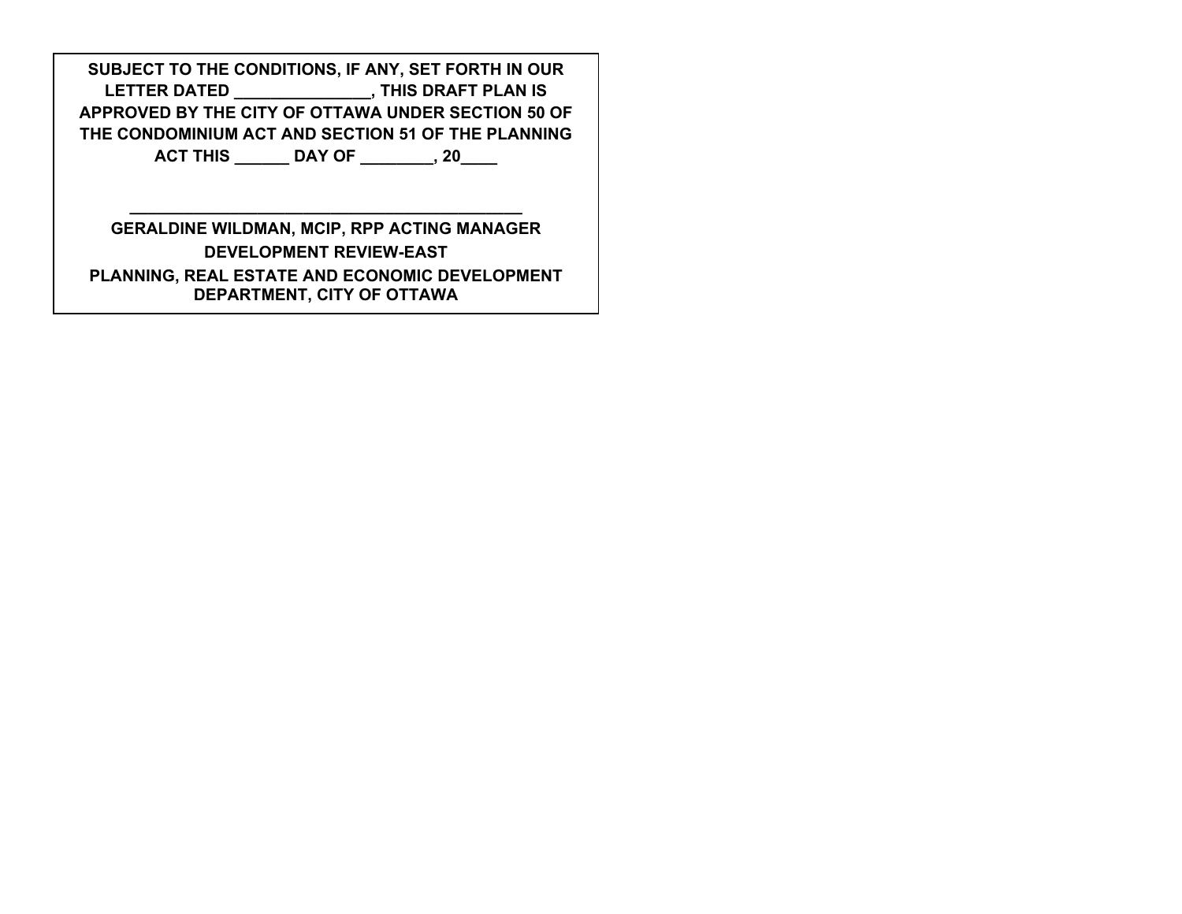**SUBJECT TO THE CONDITIONS, IF ANY, SET FORTH IN OUR LETTER DATED _______________, THIS DRAFT PLAN IS APPROVED BY THE CITY OF OTTAWA UNDER SECTION 50 OF THE CONDOMINIUM ACT AND SECTION 51 OF THE PLANNING ACT THIS ______ DAY OF ________, 20____**

**_____________________________________________**

**GERALDINE WILDMAN, MCIP, RPP ACTING MANAGER**

**DEVELOPMENT REVIEW-EAST**

**PLANNING, REAL ESTATE AND ECONOMIC DEVELOPMENT DEPARTMENT, CITY OF OTTAWA**